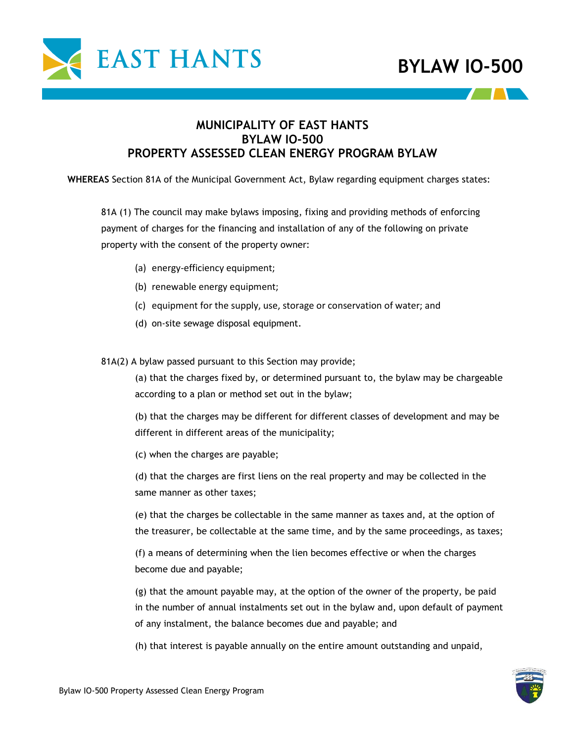# MUNICIPALITY OF EAST HANTS
# BYLAW IO-500
# PROPERTY ASSESSED CLEAN ENERGY PROGRAM BYLAW

**WHEREAS** Section 81A of the Municipal Government Act, Bylaw regarding equipment charges states:

> 81A (1) The council may make bylaws imposing, fixing and providing methods of enforcing payment of charges for the financing and installation of any of the following on private property with the consent of the property owner:
>
> (a) energy-efficiency equipment;
>
> (b) renewable energy equipment;
>
> (c) equipment for the supply, use, storage or conservation of water; and
>
> (d) on-site sewage disposal equipment.
>
> 81A(2) A bylaw passed pursuant to this Section may provide;
>
> (a) that the charges fixed by, or determined pursuant to, the bylaw may be chargeable according to a plan or method set out in the bylaw;
>
> (b) that the charges may be different for different classes of development and may be different in different areas of the municipality;
>
> (c) when the charges are payable;
>
> (d) that the charges are first liens on the real property and may be collected in the same manner as other taxes;
>
> (e) that the charges be collectable in the same manner as taxes and, at the option of the treasurer, be collectable at the same time, and by the same proceedings, as taxes;
>
> (f) a means of determining when the lien becomes effective or when the charges become due and payable;
>
> (g) that the amount payable may, at the option of the owner of the property, be paid in the number of annual instalments set out in the bylaw and, upon default of payment of any instalment, the balance becomes due and payable; and
>
> (h) that interest is payable annually on the entire amount outstanding and unpaid,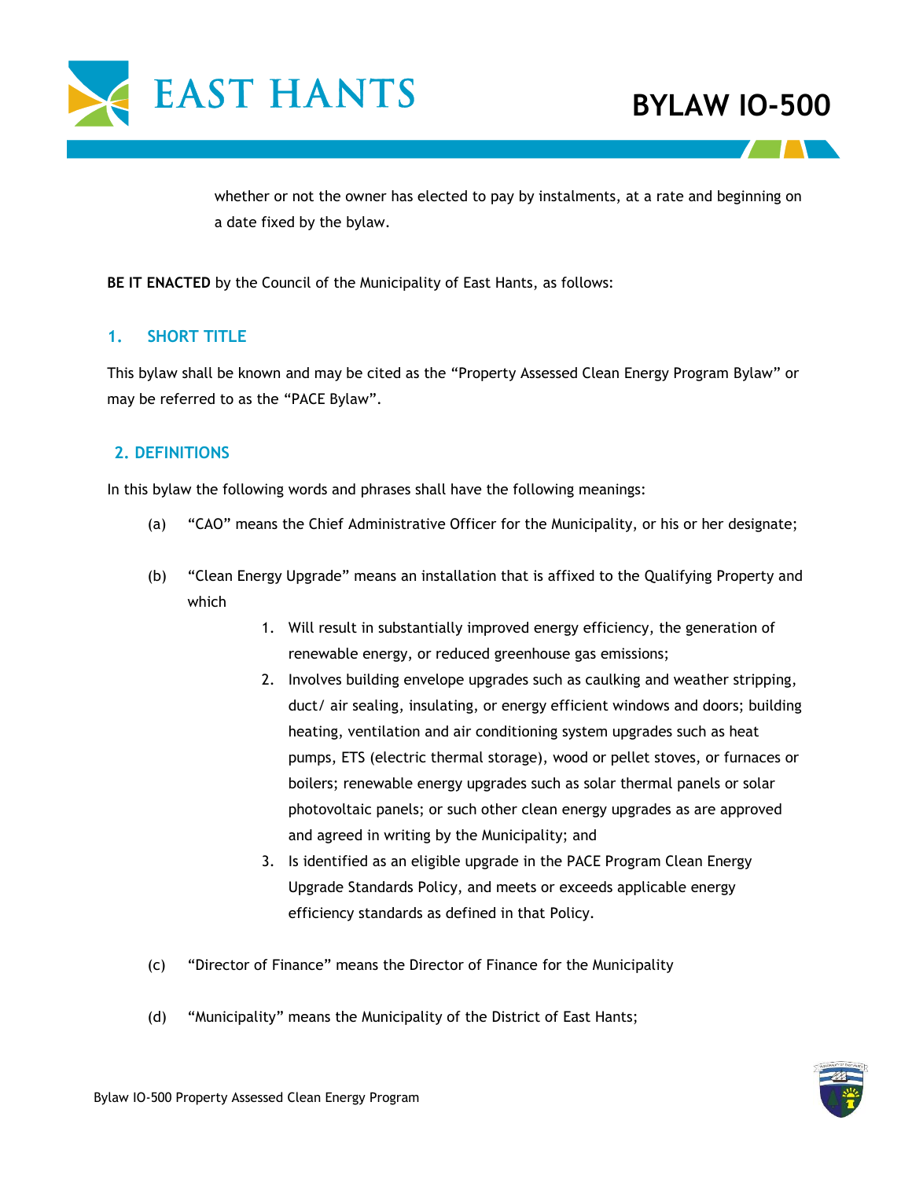whether or not the owner has elected to pay by instalments, at a rate and beginning on a date fixed by the bylaw.

**BE IT ENACTED** by the Council of the Municipality of East Hants, as follows:

## 1. SHORT TITLE

This bylaw shall be known and may be cited as the "Property Assessed Clean Energy Program Bylaw" or may be referred to as the "PACE Bylaw".

## 2. DEFINITIONS

In this bylaw the following words and phrases shall have the following meanings:

(a) "CAO" means the Chief Administrative Officer for the Municipality, or his or her designate;

(b) "Clean Energy Upgrade" means an installation that is affixed to the Qualifying Property and which

1. Will result in substantially improved energy efficiency, the generation of renewable energy, or reduced greenhouse gas emissions;
2. Involves building envelope upgrades such as caulking and weather stripping, duct/ air sealing, insulating, or energy efficient windows and doors; building heating, ventilation and air conditioning system upgrades such as heat pumps, ETS (electric thermal storage), wood or pellet stoves, or furnaces or boilers; renewable energy upgrades such as solar thermal panels or solar photovoltaic panels; or such other clean energy upgrades as are approved and agreed in writing by the Municipality; and
3. Is identified as an eligible upgrade in the PACE Program Clean Energy Upgrade Standards Policy, and meets or exceeds applicable energy efficiency standards as defined in that Policy.

(c) "Director of Finance" means the Director of Finance for the Municipality

(d) "Municipality" means the Municipality of the District of East Hants;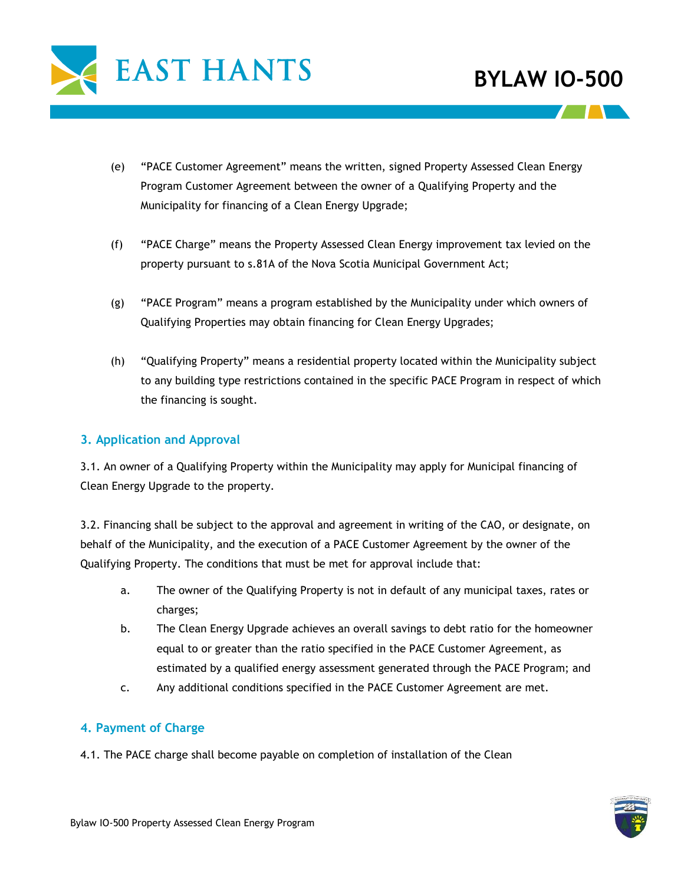(e) "PACE Customer Agreement" means the written, signed Property Assessed Clean Energy Program Customer Agreement between the owner of a Qualifying Property and the Municipality for financing of a Clean Energy Upgrade;

(f) "PACE Charge" means the Property Assessed Clean Energy improvement tax levied on the property pursuant to s.81A of the Nova Scotia Municipal Government Act;

(g) "PACE Program" means a program established by the Municipality under which owners of Qualifying Properties may obtain financing for Clean Energy Upgrades;

(h) "Qualifying Property" means a residential property located within the Municipality subject to any building type restrictions contained in the specific PACE Program in respect of which the financing is sought.

## 3. Application and Approval

3.1. An owner of a Qualifying Property within the Municipality may apply for Municipal financing of Clean Energy Upgrade to the property.

3.2. Financing shall be subject to the approval and agreement in writing of the CAO, or designate, on behalf of the Municipality, and the execution of a PACE Customer Agreement by the owner of the Qualifying Property. The conditions that must be met for approval include that:

a. The owner of the Qualifying Property is not in default of any municipal taxes, rates or charges;
b. The Clean Energy Upgrade achieves an overall savings to debt ratio for the homeowner equal to or greater than the ratio specified in the PACE Customer Agreement, as estimated by a qualified energy assessment generated through the PACE Program; and
c. Any additional conditions specified in the PACE Customer Agreement are met.

## 4. Payment of Charge

4.1. The PACE charge shall become payable on completion of installation of the Clean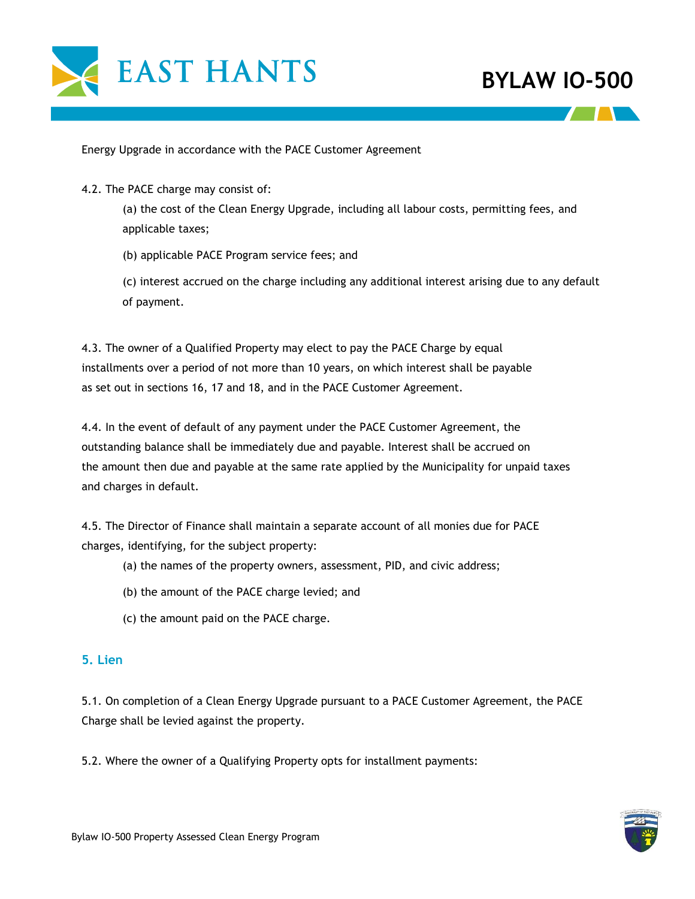Energy Upgrade in accordance with the PACE Customer Agreement

4.2. The PACE charge may consist of:

(a) the cost of the Clean Energy Upgrade, including all labour costs, permitting fees, and applicable taxes;

(b) applicable PACE Program service fees; and

(c) interest accrued on the charge including any additional interest arising due to any default of payment.

4.3. The owner of a Qualified Property may elect to pay the PACE Charge by equal installments over a period of not more than 10 years, on which interest shall be payable as set out in sections 16, 17 and 18, and in the PACE Customer Agreement.

4.4. In the event of default of any payment under the PACE Customer Agreement, the outstanding balance shall be immediately due and payable. Interest shall be accrued on the amount then due and payable at the same rate applied by the Municipality for unpaid taxes and charges in default.

4.5. The Director of Finance shall maintain a separate account of all monies due for PACE charges, identifying, for the subject property:

(a) the names of the property owners, assessment, PID, and civic address;

(b) the amount of the PACE charge levied; and

(c) the amount paid on the PACE charge.

## 5. Lien

5.1. On completion of a Clean Energy Upgrade pursuant to a PACE Customer Agreement, the PACE Charge shall be levied against the property.

5.2. Where the owner of a Qualifying Property opts for installment payments: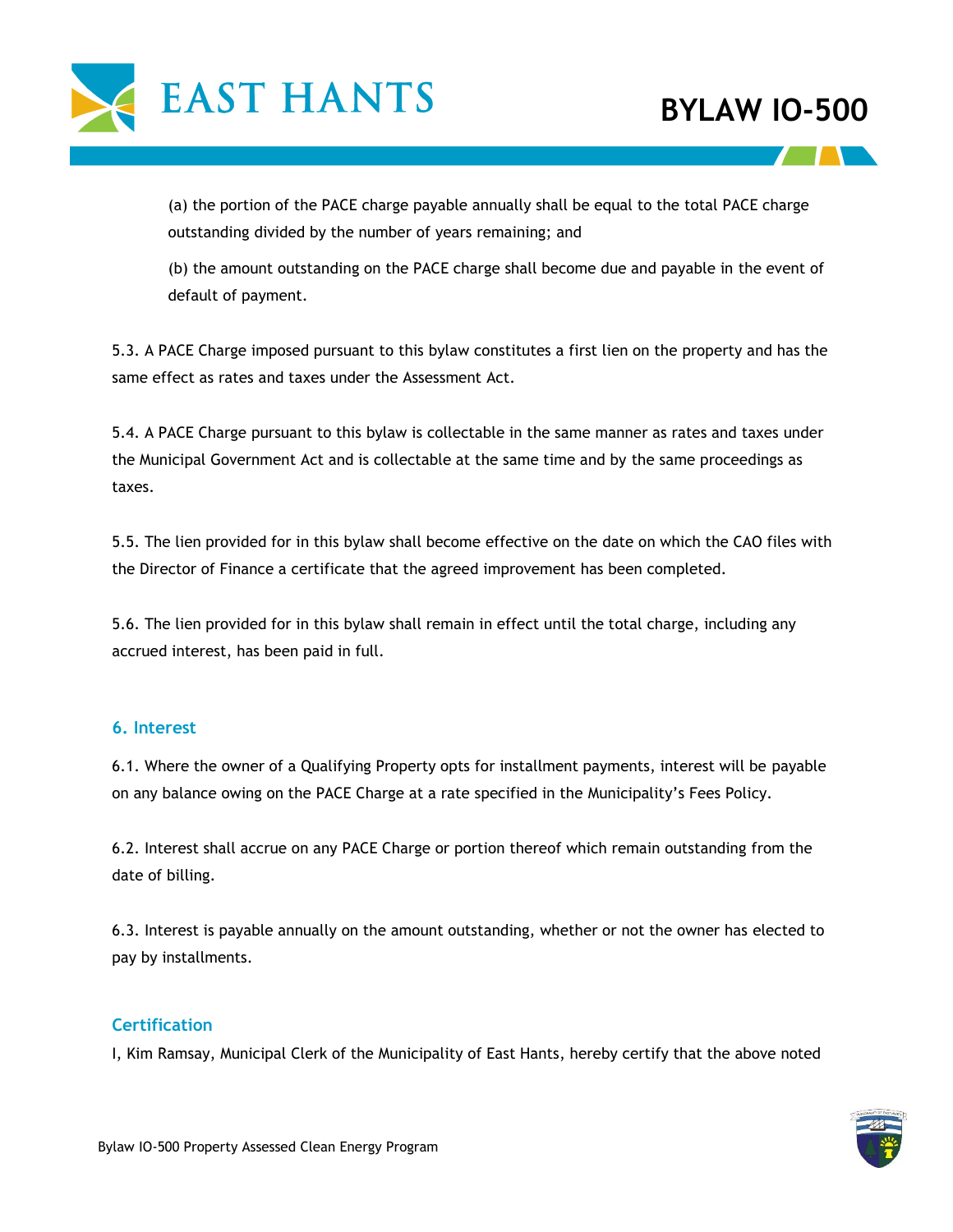(a) the portion of the PACE charge payable annually shall be equal to the total PACE charge outstanding divided by the number of years remaining; and

(b) the amount outstanding on the PACE charge shall become due and payable in the event of default of payment.

5.3. A PACE Charge imposed pursuant to this bylaw constitutes a first lien on the property and has the same effect as rates and taxes under the Assessment Act.

5.4. A PACE Charge pursuant to this bylaw is collectable in the same manner as rates and taxes under the Municipal Government Act and is collectable at the same time and by the same proceedings as taxes.

5.5. The lien provided for in this bylaw shall become effective on the date on which the CAO files with the Director of Finance a certificate that the agreed improvement has been completed.

5.6. The lien provided for in this bylaw shall remain in effect until the total charge, including any accrued interest, has been paid in full.

## 6. Interest

6.1. Where the owner of a Qualifying Property opts for installment payments, interest will be payable on any balance owing on the PACE Charge at a rate specified in the Municipality's Fees Policy.

6.2. Interest shall accrue on any PACE Charge or portion thereof which remain outstanding from the date of billing.

6.3. Interest is payable annually on the amount outstanding, whether or not the owner has elected to pay by installments.

## Certification

I, Kim Ramsay, Municipal Clerk of the Municipality of East Hants, hereby certify that the above noted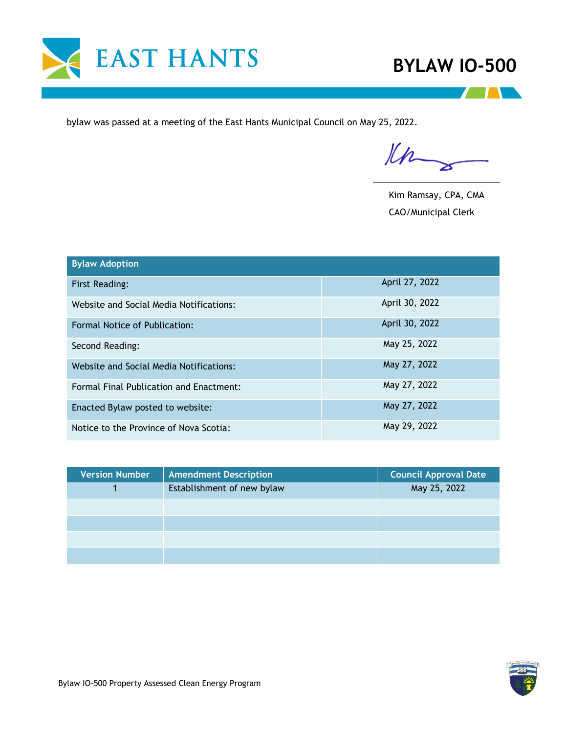bylaw was passed at a meeting of the East Hants Municipal Council on May 25, 2022.

Kim Ramsay, CPA, CMA
CAO/Municipal Clerk

| Bylaw Adoption | |
|---|---|
| First Reading: | April 27, 2022 |
| Website and Social Media Notifications: | April 30, 2022 |
| Formal Notice of Publication: | April 30, 2022 |
| Second Reading: | May 25, 2022 |
| Website and Social Media Notifications: | May 27, 2022 |
| Formal Final Publication and Enactment: | May 27, 2022 |
| Enacted Bylaw posted to website: | May 27, 2022 |
| Notice to the Province of Nova Scotia: | May 29, 2022 |

| Version Number | Amendment Description | Council Approval Date |
|---|---|---|
| 1 | Establishment of new bylaw | May 25, 2022 |
| | | |
| | | |
| | | |
| | | |